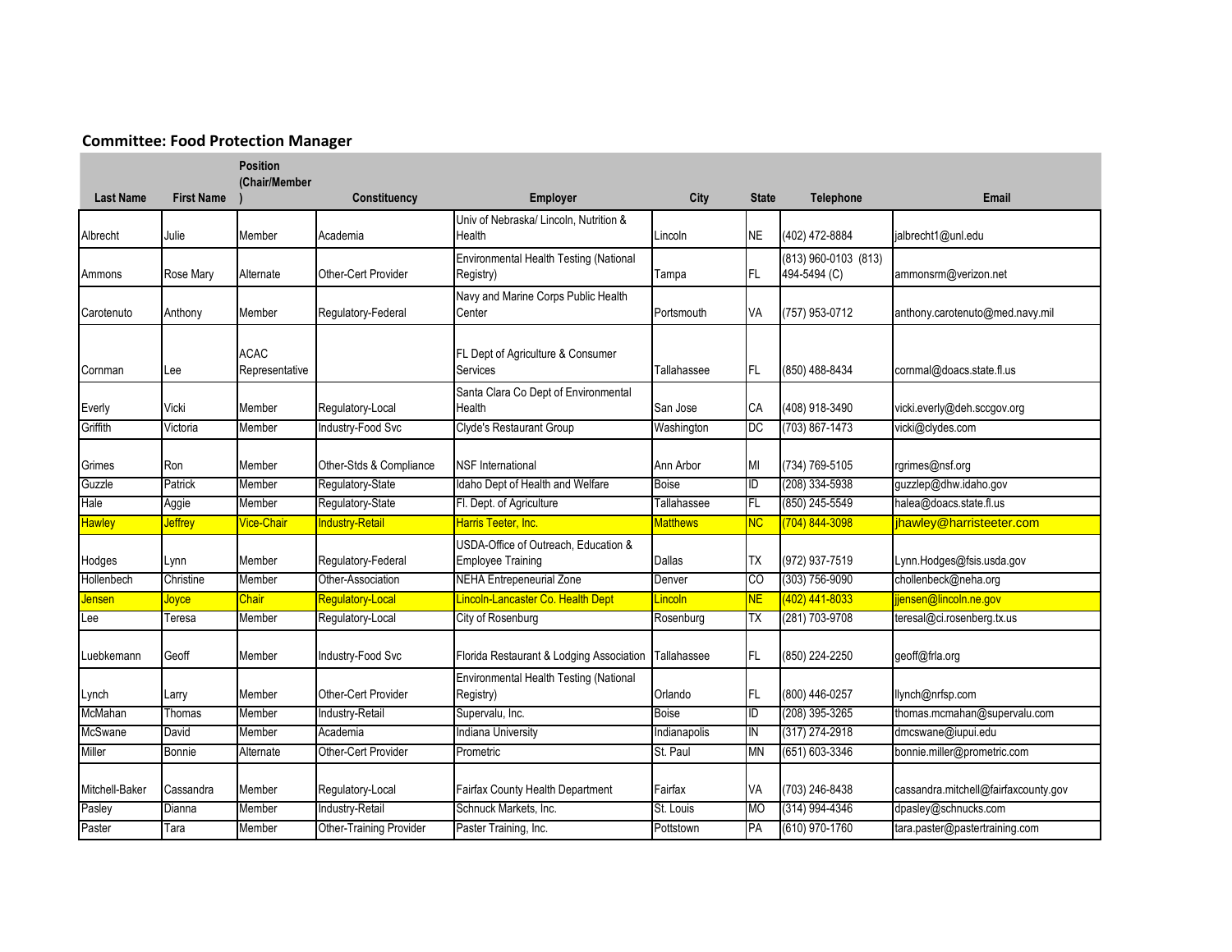**Committee: Food Protection Manager**

| Last Name | First Name | Position (Chair/Member) | Constituency | Employer | City | State | Telephone | Email |
|---|---|---|---|---|---|---|---|---|
| Albrecht | Julie | Member | Academia | Univ of Nebraska/ Lincoln, Nutrition & Health | Lincoln | NE | (402) 472-8884 | jalbrecht1@unl.edu |
| Ammons | Rose Mary | Alternate | Other-Cert Provider | Environmental Health Testing (National Registry) | Tampa | FL | (813) 960-0103 (813) 494-5494 (C) | ammonsrm@verizon.net |
| Carotenuto | Anthony | Member | Regulatory-Federal | Navy and Marine Corps Public Health Center | Portsmouth | VA | (757) 953-0712 | anthony.carotenuto@med.navy.mil |
| Cornman | Lee | ACAC Representative | | FL Dept of Agriculture & Consumer Services | Tallahassee | FL | (850) 488-8434 | cornmal@doacs.state.fl.us |
| Everly | Vicki | Member | Regulatory-Local | Santa Clara Co Dept of Environmental Health | San Jose | CA | (408) 918-3490 | vicki.everly@deh.sccgov.org |
| Griffith | Victoria | Member | Industry-Food Svc | Clyde's Restaurant Group | Washington | DC | (703) 867-1473 | vicki@clydes.com |
| Grimes | Ron | Member | Other-Stds & Compliance | NSF International | Ann Arbor | MI | (734) 769-5105 | rgrimes@nsf.org |
| Guzzle | Patrick | Member | Regulatory-State | Idaho Dept of Health and Welfare | Boise | ID | (208) 334-5938 | guzzlep@dhw.idaho.gov |
| Hale | Aggie | Member | Regulatory-State | Fl. Dept. of Agriculture | Tallahassee | FL | (850) 245-5549 | halea@doacs.state.fl.us |
| Hawley | Jeffrey | Vice-Chair | Industry-Retail | Harris Teeter, Inc. | Matthews | NC | (704) 844-3098 | jhawley@harristeeter.com |
| Hodges | Lynn | Member | Regulatory-Federal | USDA-Office of Outreach, Education & Employee Training | Dallas | TX | (972) 937-7519 | Lynn.Hodges@fsis.usda.gov |
| Hollenbech | Christine | Member | Other-Association | NEHA Entrepeneurial Zone | Denver | CO | (303) 756-9090 | chollenbeck@neha.org |
| Jensen | Joyce | Chair | Regulatory-Local | Lincoln-Lancaster Co. Health Dept | Lincoln | NE | (402) 441-8033 | jjensen@lincoln.ne.gov |
| Lee | Teresa | Member | Regulatory-Local | City of Rosenburg | Rosenburg | TX | (281) 703-9708 | teresal@ci.rosenberg.tx.us |
| Luebkemann | Geoff | Member | Industry-Food Svc | Florida Restaurant & Lodging Association | Tallahassee | FL | (850) 224-2250 | geoff@frla.org |
| Lynch | Larry | Member | Other-Cert Provider | Environmental Health Testing (National Registry) | Orlando | FL | (800) 446-0257 | llynch@nrfsp.com |
| McMahan | Thomas | Member | Industry-Retail | Supervalu, Inc. | Boise | ID | (208) 395-3265 | thomas.mcmahan@supervalu.com |
| McSwane | David | Member | Academia | Indiana University | Indianapolis | IN | (317) 274-2918 | dmcswane@iupui.edu |
| Miller | Bonnie | Alternate | Other-Cert Provider | Prometric | St. Paul | MN | (651) 603-3346 | bonnie.miller@prometric.com |
| Mitchell-Baker | Cassandra | Member | Regulatory-Local | Fairfax County Health Department | Fairfax | VA | (703) 246-8438 | cassandra.mitchell@fairfaxcounty.gov |
| Pasley | Dianna | Member | Industry-Retail | Schnuck Markets, Inc. | St. Louis | MO | (314) 994-4346 | dpasley@schnucks.com |
| Paster | Tara | Member | Other-Training Provider | Paster Training, Inc. | Pottstown | PA | (610) 970-1760 | tara.paster@pastertraining.com |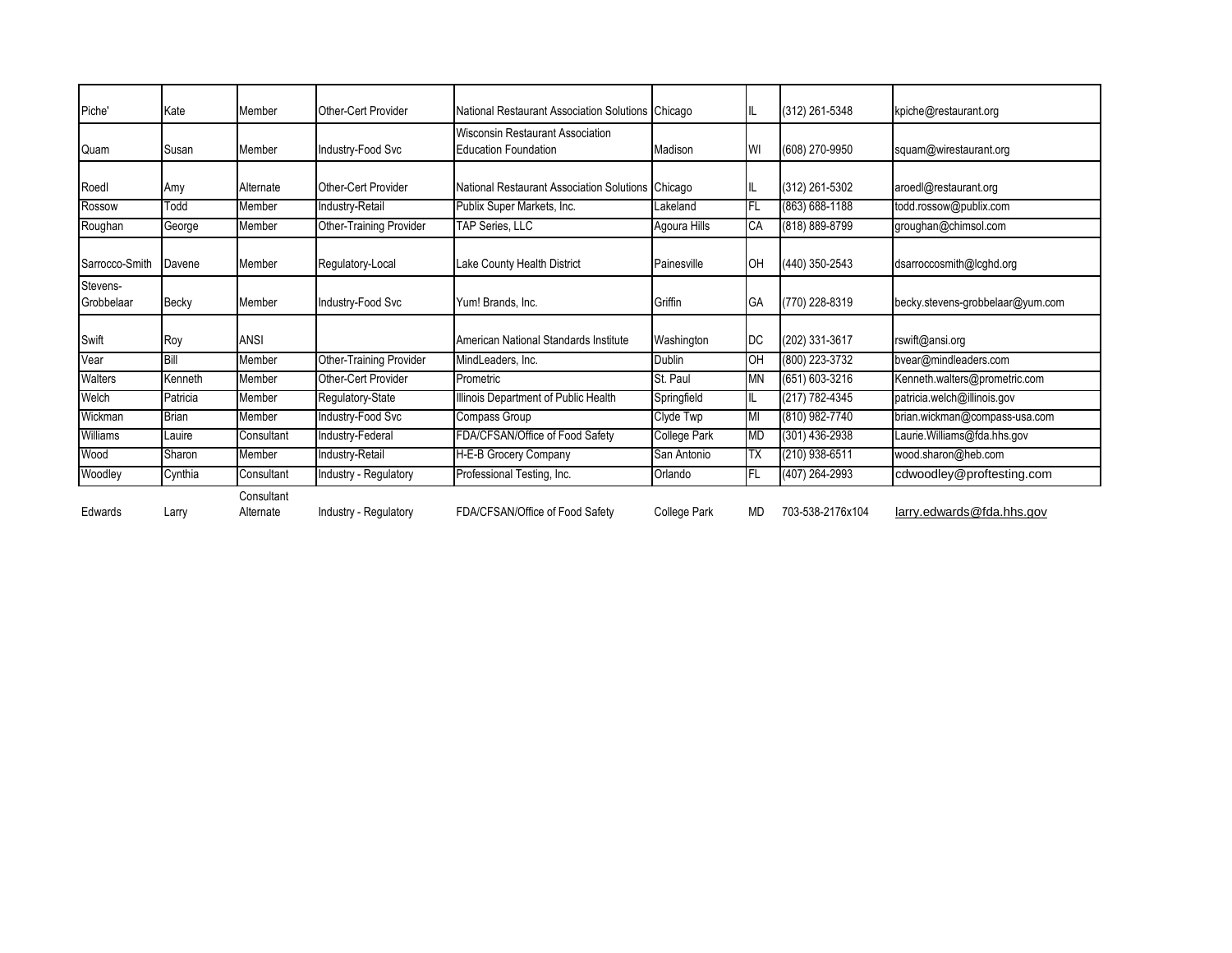| | | | | | | | | |
|---|---|---|---|---|---|---|---|---|
| Piche' | Kate | Member | Other-Cert Provider | National Restaurant Association Solutions | Chicago | IL | (312) 261-5348 | kpiche@restaurant.org |
| Quam | Susan | Member | Industry-Food Svc | Wisconsin Restaurant Association Education Foundation | Madison | WI | (608) 270-9950 | squam@wirestaurant.org |
| Roedl | Amy | Alternate | Other-Cert Provider | National Restaurant Association Solutions | Chicago | IL | (312) 261-5302 | aroedl@restaurant.org |
| Rossow | Todd | Member | Industry-Retail | Publix Super Markets, Inc. | Lakeland | FL | (863) 688-1188 | todd.rossow@publix.com |
| Roughan | George | Member | Other-Training Provider | TAP Series, LLC | Agoura Hills | CA | (818) 889-8799 | groughan@chimsol.com |
| Sarrocco-Smith | Davene | Member | Regulatory-Local | Lake County Health District | Painesville | OH | (440) 350-2543 | dsarroccosmith@lcghd.org |
| Stevens-Grobbelaar | Becky | Member | Industry-Food Svc | Yum! Brands, Inc. | Griffin | GA | (770) 228-8319 | becky.stevens-grobbelaar@yum.com |
| Swift | Roy | ANSI | | American National Standards Institute | Washington | DC | (202) 331-3617 | rswift@ansi.org |
| Vear | Bill | Member | Other-Training Provider | MindLeaders, Inc. | Dublin | OH | (800) 223-3732 | bvear@mindleaders.com |
| Walters | Kenneth | Member | Other-Cert Provider | Prometric | St. Paul | MN | (651) 603-3216 | Kenneth.walters@prometric.com |
| Welch | Patricia | Member | Regulatory-State | Illinois Department of Public Health | Springfield | IL | (217) 782-4345 | patricia.welch@illinois.gov |
| Wickman | Brian | Member | Industry-Food Svc | Compass Group | Clyde Twp | MI | (810) 982-7740 | brian.wickman@compass-usa.com |
| Williams | Lauire | Consultant | Industry-Federal | FDA/CFSAN/Office of Food Safety | College Park | MD | (301) 436-2938 | Laurie.Williams@fda.hhs.gov |
| Wood | Sharon | Member | Industry-Retail | H-E-B Grocery Company | San Antonio | TX | (210) 938-6511 | wood.sharon@heb.com |
| Woodley | Cynthia | Consultant | Industry - Regulatory | Professional Testing, Inc. | Orlando | FL | (407) 264-2993 | cdwoodley@proftesting.com |
| Edwards | Larry | Consultant Alternate | Industry - Regulatory | FDA/CFSAN/Office of Food Safety | College Park | MD | 703-538-2176x104 | larry.edwards@fda.hhs.gov |